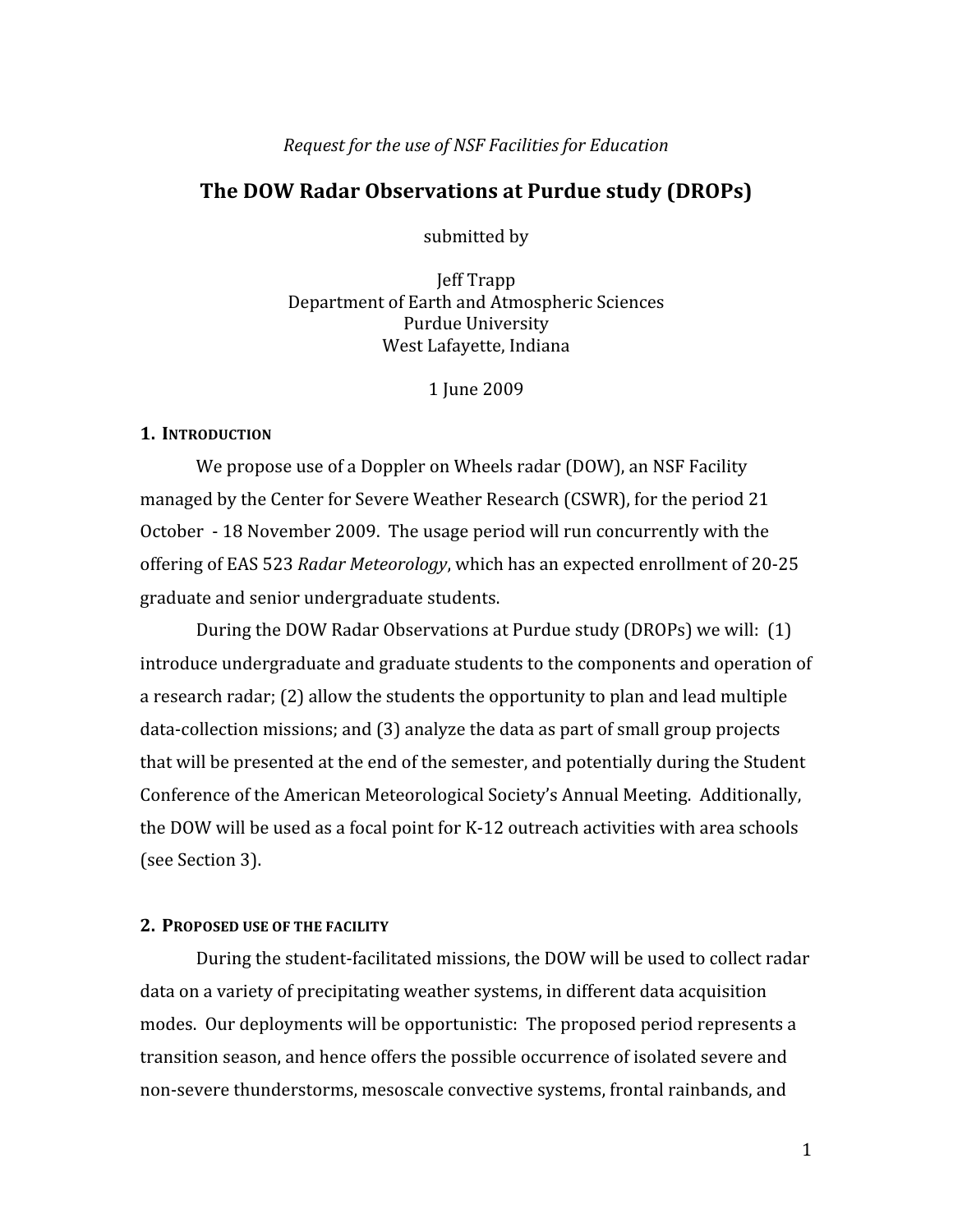*Request for the use of NSF Facilities for Education*

# The DOW Radar Observations at Purdue study (DROPs)

submitted by

Jeff Trapp
Department of Earth and Atmospheric Sciences
Purdue University
West Lafayette, Indiana

1 June 2009

## 1. Introduction

We propose use of a Doppler on Wheels radar (DOW), an NSF Facility managed by the Center for Severe Weather Research (CSWR), for the period 21 October - 18 November 2009. The usage period will run concurrently with the offering of EAS 523 *Radar Meteorology*, which has an expected enrollment of 20-25 graduate and senior undergraduate students.

During the DOW Radar Observations at Purdue study (DROPs) we will: (1) introduce undergraduate and graduate students to the components and operation of a research radar; (2) allow the students the opportunity to plan and lead multiple data-collection missions; and (3) analyze the data as part of small group projects that will be presented at the end of the semester, and potentially during the Student Conference of the American Meteorological Society's Annual Meeting. Additionally, the DOW will be used as a focal point for K-12 outreach activities with area schools (see Section 3).

## 2. Proposed use of the facility

During the student-facilitated missions, the DOW will be used to collect radar data on a variety of precipitating weather systems, in different data acquisition modes. Our deployments will be opportunistic: The proposed period represents a transition season, and hence offers the possible occurrence of isolated severe and non-severe thunderstorms, mesoscale convective systems, frontal rainbands, and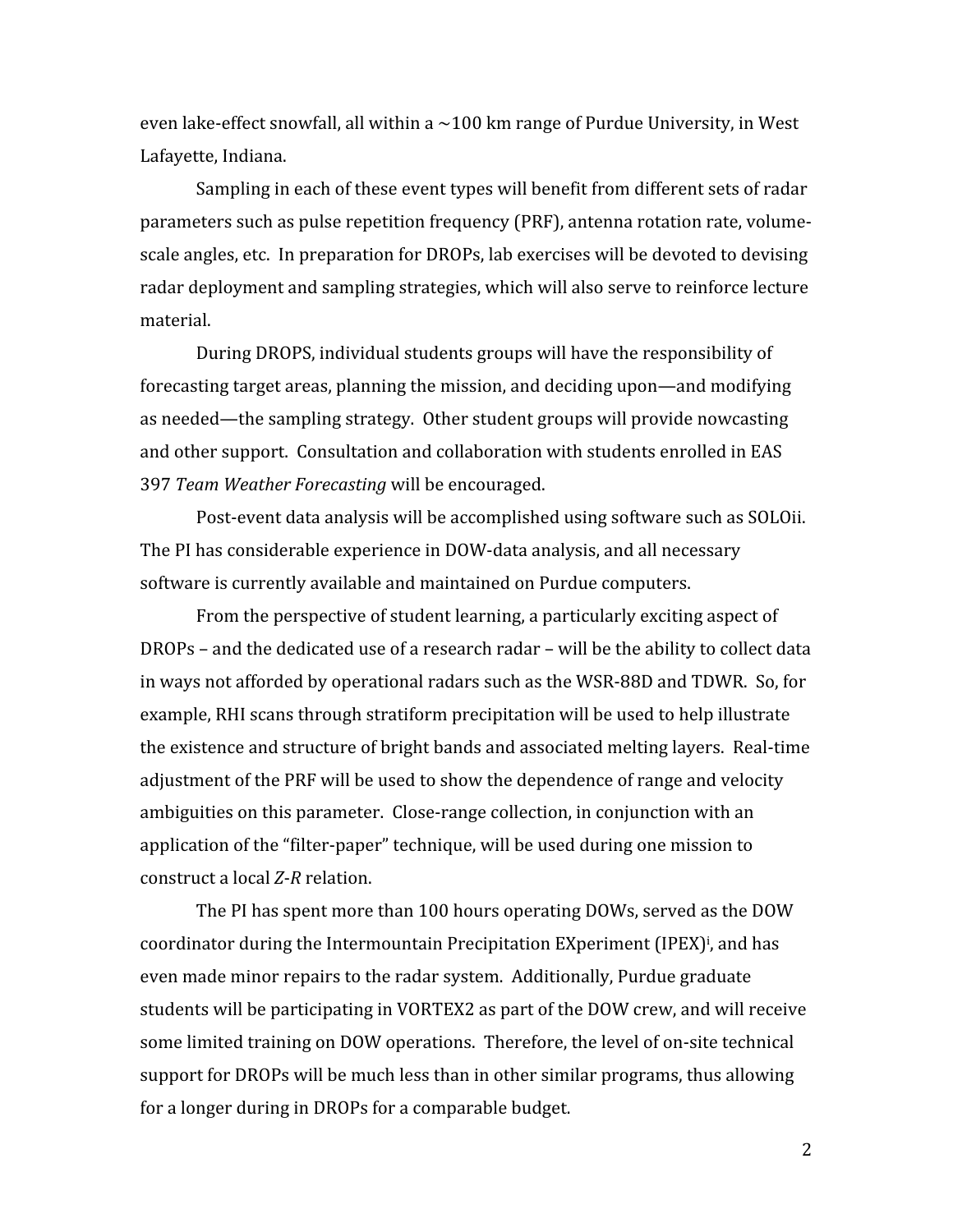even lake-effect snowfall, all within a ~100 km range of Purdue University, in West Lafayette, Indiana.

Sampling in each of these event types will benefit from different sets of radar parameters such as pulse repetition frequency (PRF), antenna rotation rate, volume-scale angles, etc. In preparation for DROPs, lab exercises will be devoted to devising radar deployment and sampling strategies, which will also serve to reinforce lecture material.

During DROPS, individual students groups will have the responsibility of forecasting target areas, planning the mission, and deciding upon—and modifying as needed—the sampling strategy. Other student groups will provide nowcasting and other support. Consultation and collaboration with students enrolled in EAS 397 *Team Weather Forecasting* will be encouraged.

Post-event data analysis will be accomplished using software such as SOLOii. The PI has considerable experience in DOW-data analysis, and all necessary software is currently available and maintained on Purdue computers.

From the perspective of student learning, a particularly exciting aspect of DROPs – and the dedicated use of a research radar – will be the ability to collect data in ways not afforded by operational radars such as the WSR-88D and TDWR. So, for example, RHI scans through stratiform precipitation will be used to help illustrate the existence and structure of bright bands and associated melting layers. Real-time adjustment of the PRF will be used to show the dependence of range and velocity ambiguities on this parameter. Close-range collection, in conjunction with an application of the "filter-paper" technique, will be used during one mission to construct a local *Z-R* relation.

The PI has spent more than 100 hours operating DOWs, served as the DOW coordinator during the Intermountain Precipitation EXperiment (IPEX)[i], and has even made minor repairs to the radar system. Additionally, Purdue graduate students will be participating in VORTEX2 as part of the DOW crew, and will receive some limited training on DOW operations. Therefore, the level of on-site technical support for DROPs will be much less than in other similar programs, thus allowing for a longer during in DROPs for a comparable budget.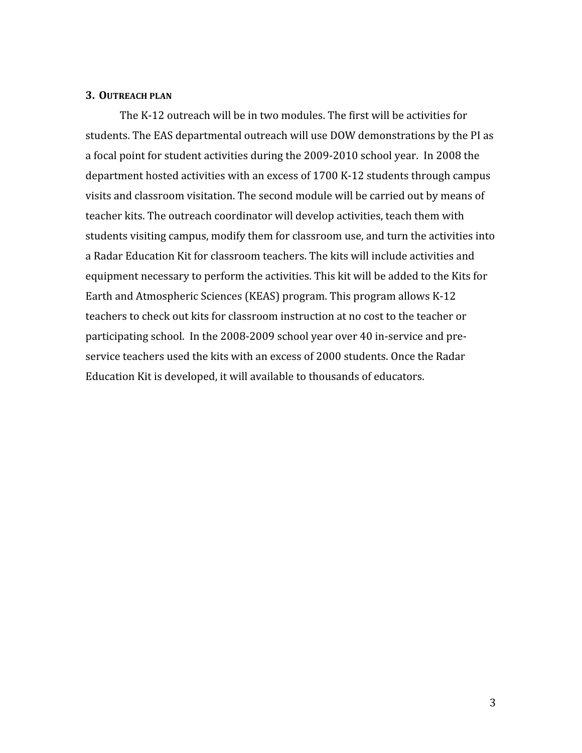## 3. Outreach plan

The K-12 outreach will be in two modules. The first will be activities for students. The EAS departmental outreach will use DOW demonstrations by the PI as a focal point for student activities during the 2009-2010 school year. In 2008 the department hosted activities with an excess of 1700 K-12 students through campus visits and classroom visitation. The second module will be carried out by means of teacher kits. The outreach coordinator will develop activities, teach them with students visiting campus, modify them for classroom use, and turn the activities into a Radar Education Kit for classroom teachers. The kits will include activities and equipment necessary to perform the activities. This kit will be added to the Kits for Earth and Atmospheric Sciences (KEAS) program. This program allows K-12 teachers to check out kits for classroom instruction at no cost to the teacher or participating school. In the 2008-2009 school year over 40 in-service and pre-service teachers used the kits with an excess of 2000 students. Once the Radar Education Kit is developed, it will available to thousands of educators.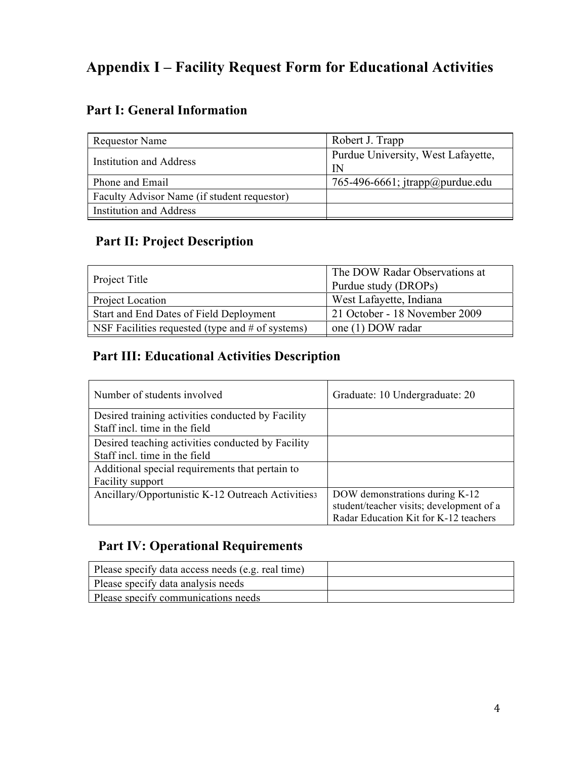# Appendix I – Facility Request Form for Educational Activities

## Part I: General Information

| | |
|---|---|
| Requestor Name | Robert J. Trapp |
| Institution and Address | Purdue University, West Lafayette, IN |
| Phone and Email | 765-496-6661; jtrapp@purdue.edu |
| Faculty Advisor Name (if student requestor) | |
| Institution and Address | |

## Part II: Project Description

| | |
|---|---|
| Project Title | The DOW Radar Observations at Purdue study (DROPs) |
| Project Location | West Lafayette, Indiana |
| Start and End Dates of Field Deployment | 21 October - 18 November 2009 |
| NSF Facilities requested (type and # of systems) | one (1) DOW radar |

## Part III: Educational Activities Description

| | |
|---|---|
| Number of students involved | Graduate: 10 Undergraduate: 20 |
| Desired training activities conducted by Facility Staff incl. time in the field | |
| Desired teaching activities conducted by Facility Staff incl. time in the field | |
| Additional special requirements that pertain to Facility support | |
| Ancillary/Opportunistic K-12 Outreach Activities[3] | DOW demonstrations during K-12 student/teacher visits; development of a Radar Education Kit for K-12 teachers |

## Part IV: Operational Requirements

| | |
|---|---|
| Please specify data access needs (e.g. real time) | |
| Please specify data analysis needs | |
| Please specify communications needs | |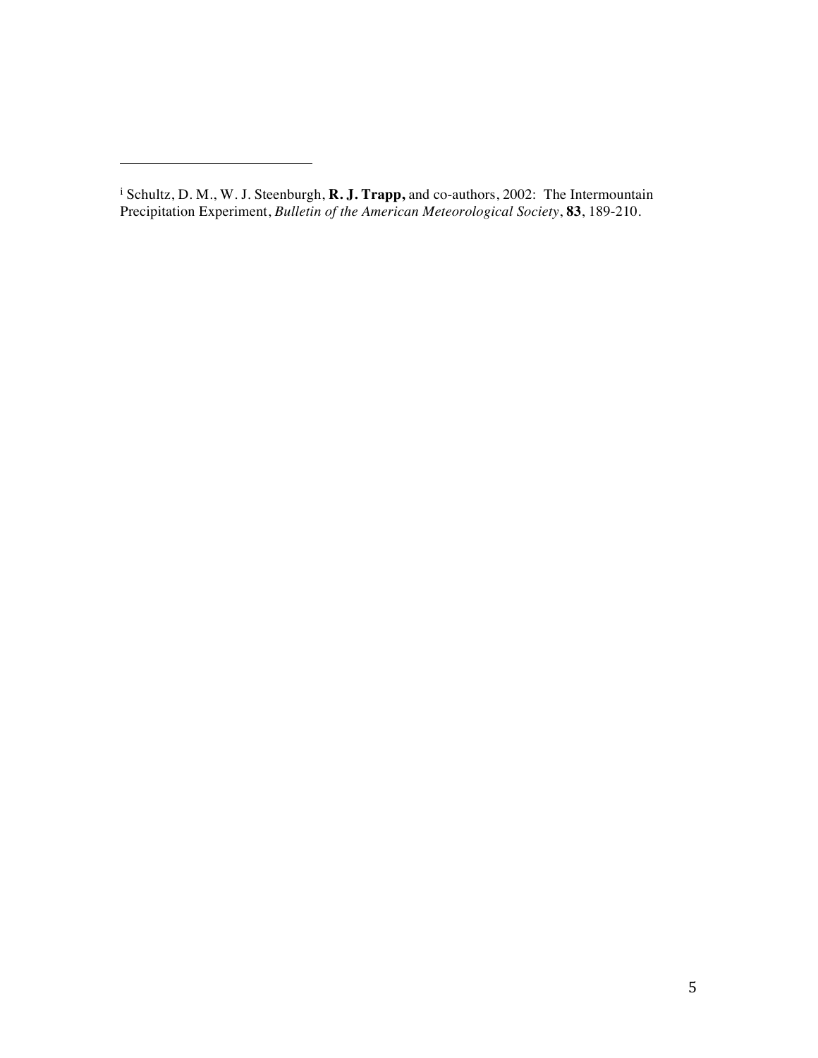---

[i] Schultz, D. M., W. J. Steenburgh, **R. J. Trapp,** and co-authors, 2002: The Intermountain Precipitation Experiment, *Bulletin of the American Meteorological Society*, **83**, 189-210.